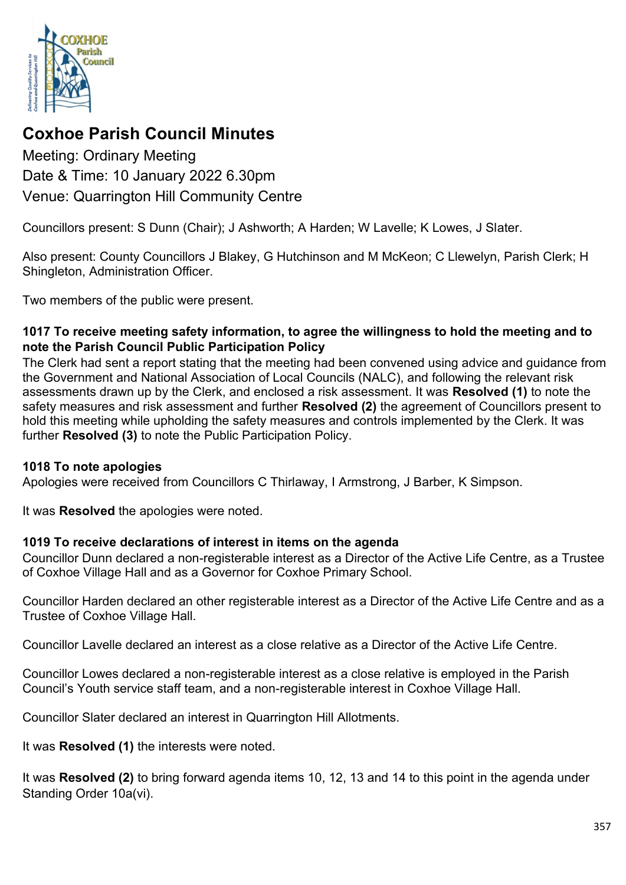# Coxhoe Parish Council Minutes

Meeting: Ordinary Meeting

Date & Time: 10 January 2022 6.30pm

Venue: Quarrington Hill Community Centre

Councillors present: S Dunn (Chair); J Ashworth; A Harden; W Lavelle; K Lowes, J Slater.

Also present: County Councillors J Blakey, G Hutchinson and M McKeon; C Llewelyn, Parish Clerk; H Shingleton, Administration Officer.

Two members of the public were present.

### 1017 To receive meeting safety information, to agree the willingness to hold the meeting and to note the Parish Council Public Participation Policy

The Clerk had sent a report stating that the meeting had been convened using advice and guidance from the Government and National Association of Local Councils (NALC), and following the relevant risk assessments drawn up by the Clerk, and enclosed a risk assessment. It was **Resolved (1)** to note the safety measures and risk assessment and further **Resolved (2)** the agreement of Councillors present to hold this meeting while upholding the safety measures and controls implemented by the Clerk. It was further **Resolved (3)** to note the Public Participation Policy.

### 1018 To note apologies

Apologies were received from Councillors C Thirlaway, I Armstrong, J Barber, K Simpson.

It was **Resolved** the apologies were noted.

### 1019 To receive declarations of interest in items on the agenda

Councillor Dunn declared a non-registerable interest as a Director of the Active Life Centre, as a Trustee of Coxhoe Village Hall and as a Governor for Coxhoe Primary School.

Councillor Harden declared an other registerable interest as a Director of the Active Life Centre and as a Trustee of Coxhoe Village Hall.

Councillor Lavelle declared an interest as a close relative as a Director of the Active Life Centre.

Councillor Lowes declared a non-registerable interest as a close relative is employed in the Parish Council's Youth service staff team, and a non-registerable interest in Coxhoe Village Hall.

Councillor Slater declared an interest in Quarrington Hill Allotments.

It was **Resolved (1)** the interests were noted.

It was **Resolved (2)** to bring forward agenda items 10, 12, 13 and 14 to this point in the agenda under Standing Order 10a(vi).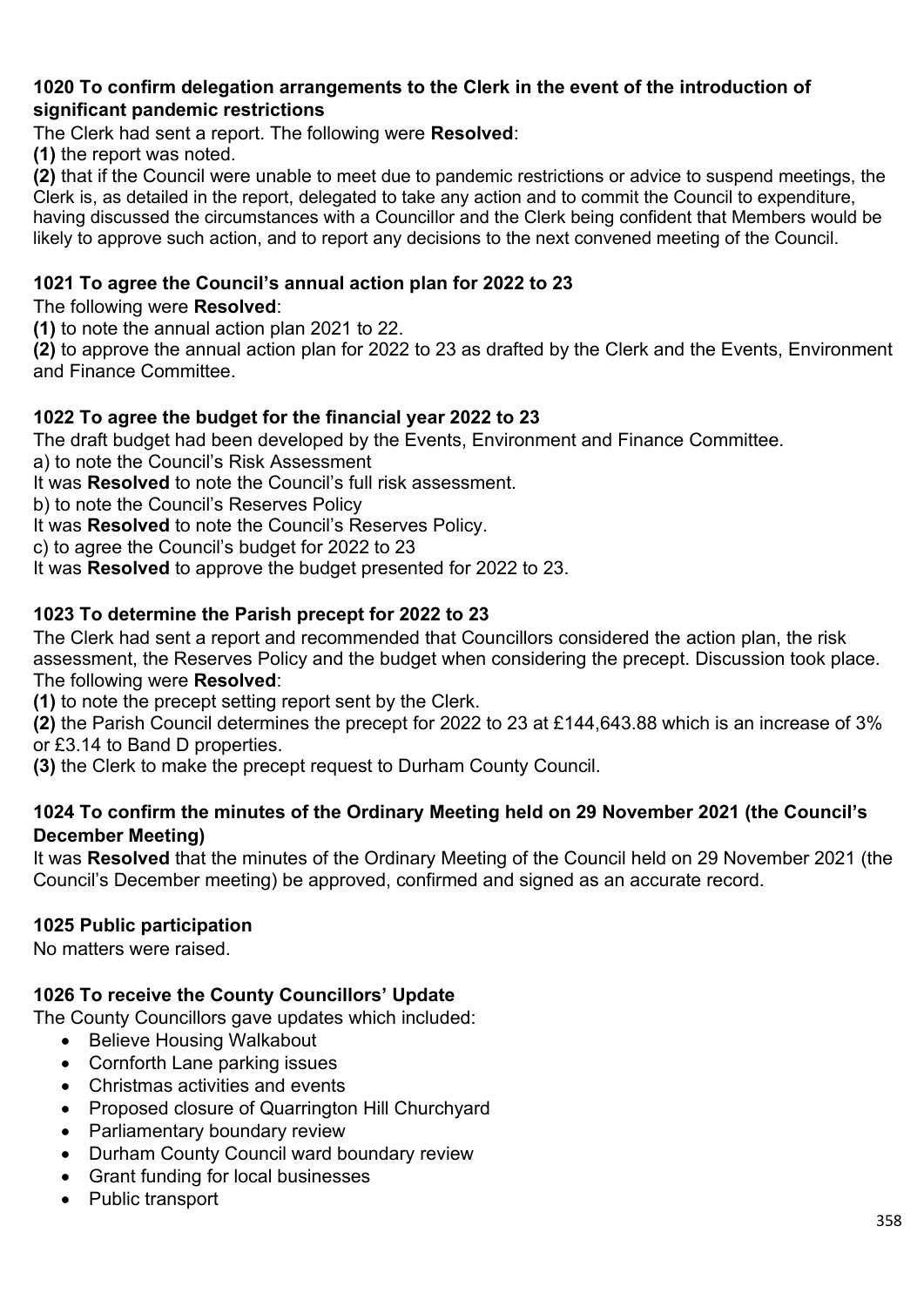**1020 To confirm delegation arrangements to the Clerk in the event of the introduction of significant pandemic restrictions**

The Clerk had sent a report. The following were **Resolved**:

**(1)** the report was noted.

**(2)** that if the Council were unable to meet due to pandemic restrictions or advice to suspend meetings, the Clerk is, as detailed in the report, delegated to take any action and to commit the Council to expenditure, having discussed the circumstances with a Councillor and the Clerk being confident that Members would be likely to approve such action, and to report any decisions to the next convened meeting of the Council.

**1021 To agree the Council's annual action plan for 2022 to 23**

The following were **Resolved**:

**(1)** to note the annual action plan 2021 to 22.

**(2)** to approve the annual action plan for 2022 to 23 as drafted by the Clerk and the Events, Environment and Finance Committee.

**1022 To agree the budget for the financial year 2022 to 23**

The draft budget had been developed by the Events, Environment and Finance Committee.

a) to note the Council's Risk Assessment

It was **Resolved** to note the Council's full risk assessment.

b) to note the Council's Reserves Policy

It was **Resolved** to note the Council's Reserves Policy.

c) to agree the Council's budget for 2022 to 23

It was **Resolved** to approve the budget presented for 2022 to 23.

**1023 To determine the Parish precept for 2022 to 23**

The Clerk had sent a report and recommended that Councillors considered the action plan, the risk assessment, the Reserves Policy and the budget when considering the precept. Discussion took place. The following were **Resolved**:

**(1)** to note the precept setting report sent by the Clerk.

**(2)** the Parish Council determines the precept for 2022 to 23 at £144,643.88 which is an increase of 3% or £3.14 to Band D properties.

**(3)** the Clerk to make the precept request to Durham County Council.

**1024 To confirm the minutes of the Ordinary Meeting held on 29 November 2021 (the Council's December Meeting)**

It was **Resolved** that the minutes of the Ordinary Meeting of the Council held on 29 November 2021 (the Council's December meeting) be approved, confirmed and signed as an accurate record.

**1025 Public participation**

No matters were raised.

**1026 To receive the County Councillors' Update**

The County Councillors gave updates which included:

- Believe Housing Walkabout
- Cornforth Lane parking issues
- Christmas activities and events
- Proposed closure of Quarrington Hill Churchyard
- Parliamentary boundary review
- Durham County Council ward boundary review
- Grant funding for local businesses
- Public transport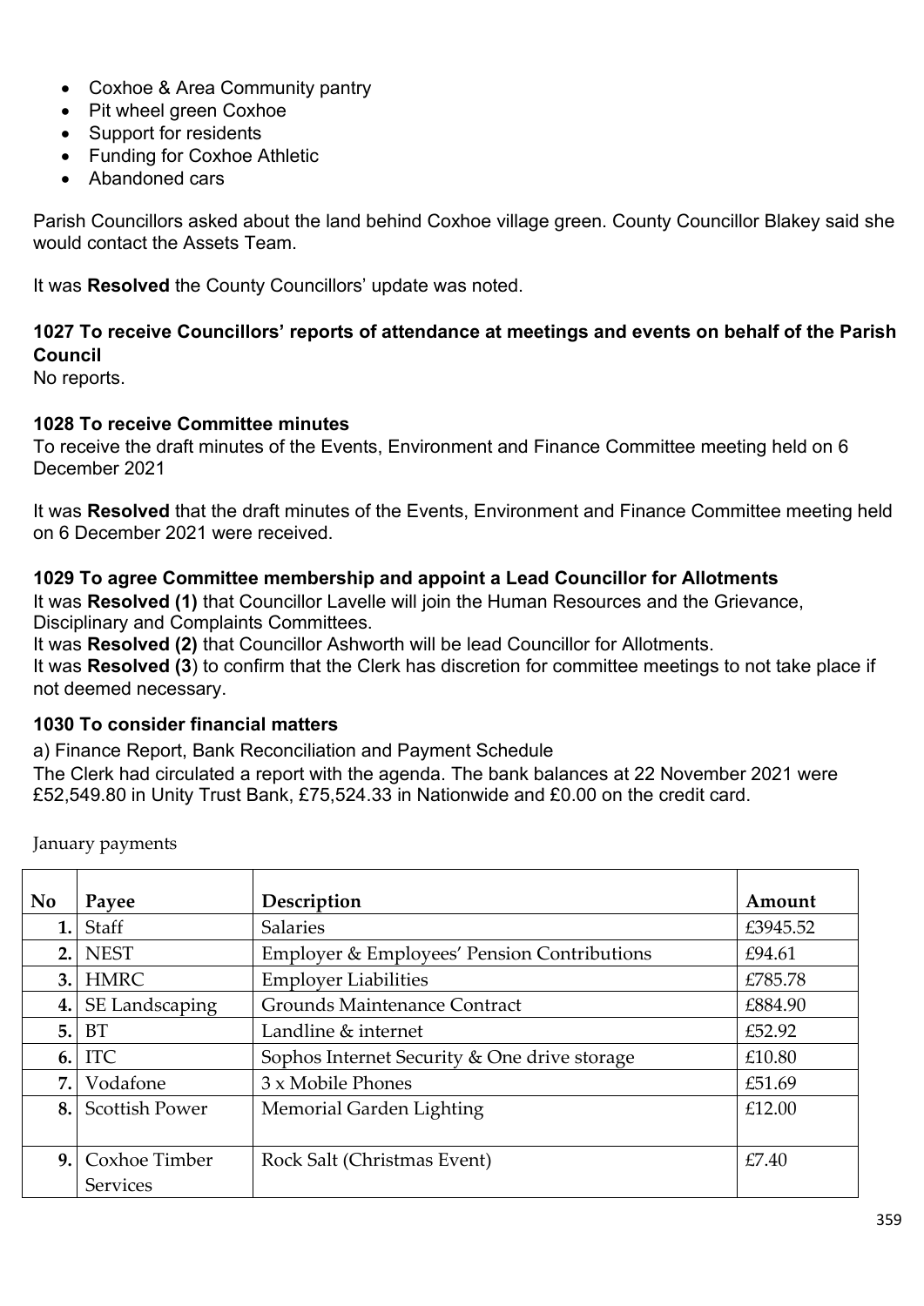- Coxhoe & Area Community pantry
- Pit wheel green Coxhoe
- Support for residents
- Funding for Coxhoe Athletic
- Abandoned cars

Parish Councillors asked about the land behind Coxhoe village green. County Councillor Blakey said she would contact the Assets Team.

It was **Resolved** the County Councillors' update was noted.

**1027 To receive Councillors' reports of attendance at meetings and events on behalf of the Parish Council**

No reports.

**1028 To receive Committee minutes**

To receive the draft minutes of the Events, Environment and Finance Committee meeting held on 6 December 2021

It was **Resolved** that the draft minutes of the Events, Environment and Finance Committee meeting held on 6 December 2021 were received.

**1029 To agree Committee membership and appoint a Lead Councillor for Allotments**

It was **Resolved (1)** that Councillor Lavelle will join the Human Resources and the Grievance, Disciplinary and Complaints Committees.
It was **Resolved (2)** that Councillor Ashworth will be lead Councillor for Allotments.
It was **Resolved (3**) to confirm that the Clerk has discretion for committee meetings to not take place if not deemed necessary.

**1030 To consider financial matters**

a) Finance Report, Bank Reconciliation and Payment Schedule
The Clerk had circulated a report with the agenda. The bank balances at 22 November 2021 were £52,549.80 in Unity Trust Bank, £75,524.33 in Nationwide and £0.00 on the credit card.

January payments

| No | Payee | Description | Amount |
|---|---|---|---|
| 1. | Staff | Salaries | £3945.52 |
| 2. | NEST | Employer & Employees' Pension Contributions | £94.61 |
| 3. | HMRC | Employer Liabilities | £785.78 |
| 4. | SE Landscaping | Grounds Maintenance Contract | £884.90 |
| 5. | BT | Landline & internet | £52.92 |
| 6. | ITC | Sophos Internet Security & One drive storage | £10.80 |
| 7. | Vodafone | 3 x Mobile Phones | £51.69 |
| 8. | Scottish Power | Memorial Garden Lighting | £12.00 |
| 9. | Coxhoe Timber Services | Rock Salt (Christmas Event) | £7.40 |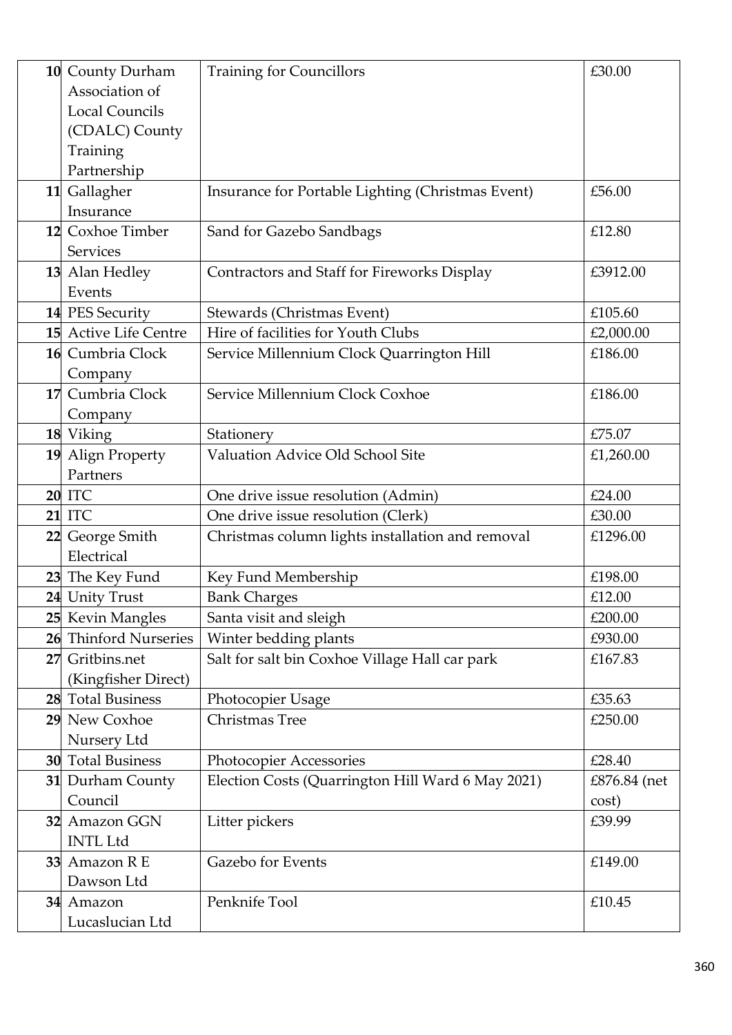| 10 | County Durham Association of Local Councils (CDALC) County Training Partnership | Training for Councillors | £30.00 |
|---|---|---|---|
| 11 | Gallagher Insurance | Insurance for Portable Lighting (Christmas Event) | £56.00 |
| 12 | Coxhoe Timber Services | Sand for Gazebo Sandbags | £12.80 |
| 13 | Alan Hedley Events | Contractors and Staff for Fireworks Display | £3912.00 |
| 14 | PES Security | Stewards (Christmas Event) | £105.60 |
| 15 | Active Life Centre | Hire of facilities for Youth Clubs | £2,000.00 |
| 16 | Cumbria Clock Company | Service Millennium Clock Quarrington Hill | £186.00 |
| 17 | Cumbria Clock Company | Service Millennium Clock Coxhoe | £186.00 |
| 18 | Viking | Stationery | £75.07 |
| 19 | Align Property Partners | Valuation Advice Old School Site | £1,260.00 |
| 20 | ITC | One drive issue resolution (Admin) | £24.00 |
| 21 | ITC | One drive issue resolution (Clerk) | £30.00 |
| 22 | George Smith Electrical | Christmas column lights installation and removal | £1296.00 |
| 23 | The Key Fund | Key Fund Membership | £198.00 |
| 24 | Unity Trust | Bank Charges | £12.00 |
| 25 | Kevin Mangles | Santa visit and sleigh | £200.00 |
| 26 | Thinford Nurseries | Winter bedding plants | £930.00 |
| 27 | Gritbins.net (Kingfisher Direct) | Salt for salt bin Coxhoe Village Hall car park | £167.83 |
| 28 | Total Business | Photocopier Usage | £35.63 |
| 29 | New Coxhoe Nursery Ltd | Christmas Tree | £250.00 |
| 30 | Total Business | Photocopier Accessories | £28.40 |
| 31 | Durham County Council | Election Costs (Quarrington Hill Ward 6 May 2021) | £876.84 (net cost) |
| 32 | Amazon GGN INTL Ltd | Litter pickers | £39.99 |
| 33 | Amazon R E Dawson Ltd | Gazebo for Events | £149.00 |
| 34 | Amazon Lucaslucian Ltd | Penknife Tool | £10.45 |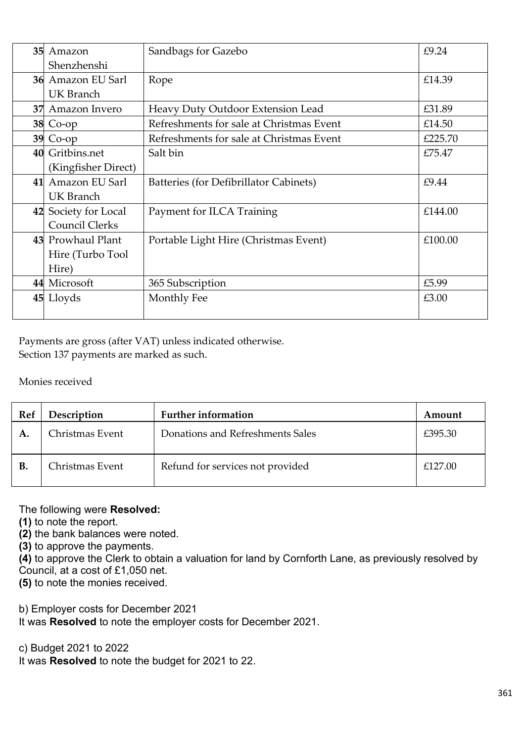| | | | |
|---|---|---|---|
| 35 | Amazon Shenzhenshi | Sandbags for Gazebo | £9.24 |
| 36 | Amazon EU Sarl UK Branch | Rope | £14.39 |
| 37 | Amazon Invero | Heavy Duty Outdoor Extension Lead | £31.89 |
| 38 | Co-op | Refreshments for sale at Christmas Event | £14.50 |
| 39 | Co-op | Refreshments for sale at Christmas Event | £225.70 |
| 40 | Gritbins.net (Kingfisher Direct) | Salt bin | £75.47 |
| 41 | Amazon EU Sarl UK Branch | Batteries (for Defibrillator Cabinets) | £9.44 |
| 42 | Society for Local Council Clerks | Payment for ILCA Training | £144.00 |
| 43 | Prowhaul Plant Hire (Turbo Tool Hire) | Portable Light Hire (Christmas Event) | £100.00 |
| 44 | Microsoft | 365 Subscription | £5.99 |
| 45 | Lloyds | Monthly Fee | £3.00 |

Payments are gross (after VAT) unless indicated otherwise.
Section 137 payments are marked as such.

Monies received

| Ref | Description | Further information | Amount |
|---|---|---|---|
| A. | Christmas Event | Donations and Refreshments Sales | £395.30 |
| B. | Christmas Event | Refund for services not provided | £127.00 |

The following were **Resolved:**

**(1)** to note the report.
**(2)** the bank balances were noted.
**(3)** to approve the payments.
**(4)** to approve the Clerk to obtain a valuation for land by Cornforth Lane, as previously resolved by Council, at a cost of £1,050 net.
**(5)** to note the monies received.

b) Employer costs for December 2021
It was **Resolved** to note the employer costs for December 2021.

c) Budget 2021 to 2022
It was **Resolved** to note the budget for 2021 to 22.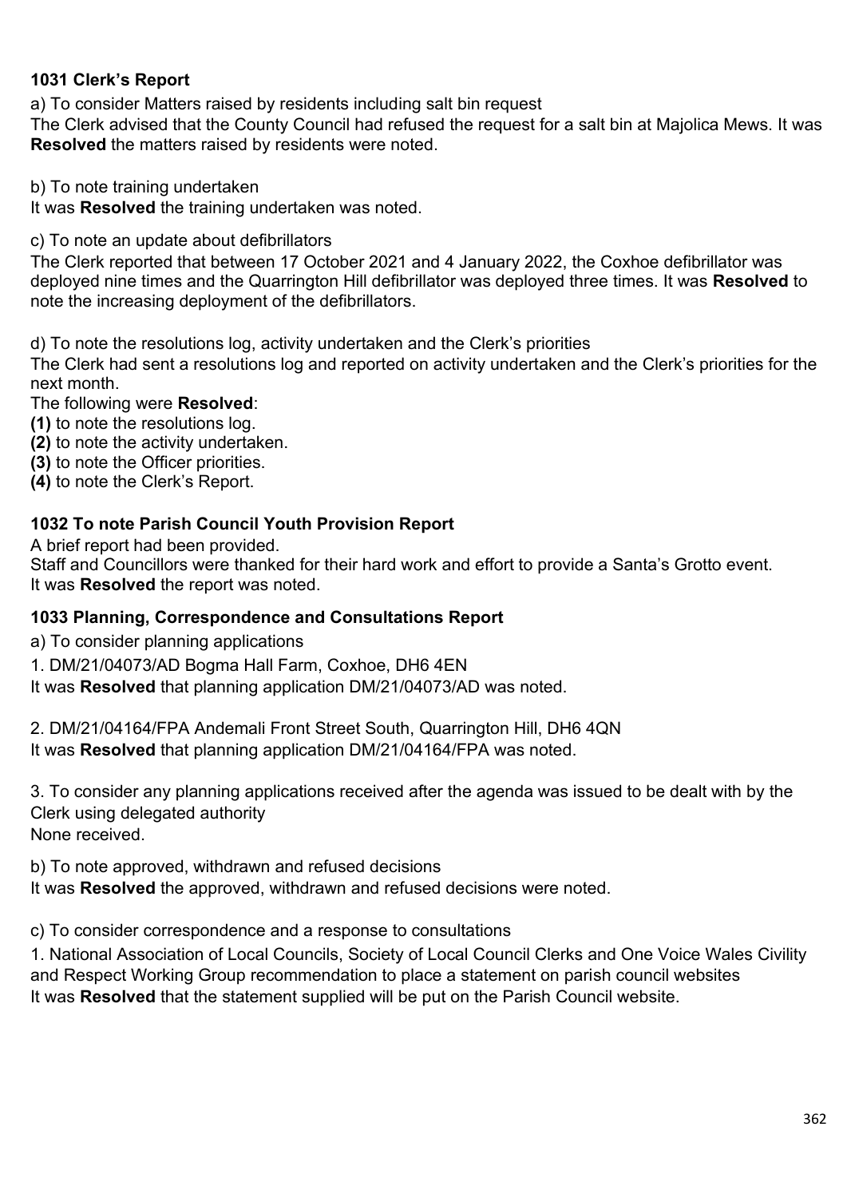**1031 Clerk's Report**

a) To consider Matters raised by residents including salt bin request

The Clerk advised that the County Council had refused the request for a salt bin at Majolica Mews. It was **Resolved** the matters raised by residents were noted.

b) To note training undertaken

It was **Resolved** the training undertaken was noted.

c) To note an update about defibrillators

The Clerk reported that between 17 October 2021 and 4 January 2022, the Coxhoe defibrillator was deployed nine times and the Quarrington Hill defibrillator was deployed three times. It was **Resolved** to note the increasing deployment of the defibrillators.

d) To note the resolutions log, activity undertaken and the Clerk's priorities

The Clerk had sent a resolutions log and reported on activity undertaken and the Clerk's priorities for the next month.

The following were **Resolved**:

**(1)** to note the resolutions log.
**(2)** to note the activity undertaken.
**(3)** to note the Officer priorities.
**(4)** to note the Clerk's Report.

**1032 To note Parish Council Youth Provision Report**

A brief report had been provided.

Staff and Councillors were thanked for their hard work and effort to provide a Santa's Grotto event.

It was **Resolved** the report was noted.

**1033 Planning, Correspondence and Consultations Report**

a) To consider planning applications

1. DM/21/04073/AD Bogma Hall Farm, Coxhoe, DH6 4EN

It was **Resolved** that planning application DM/21/04073/AD was noted.

2. DM/21/04164/FPA Andemali Front Street South, Quarrington Hill, DH6 4QN

It was **Resolved** that planning application DM/21/04164/FPA was noted.

3. To consider any planning applications received after the agenda was issued to be dealt with by the Clerk using delegated authority

None received.

b) To note approved, withdrawn and refused decisions

It was **Resolved** the approved, withdrawn and refused decisions were noted.

c) To consider correspondence and a response to consultations

1. National Association of Local Councils, Society of Local Council Clerks and One Voice Wales Civility and Respect Working Group recommendation to place a statement on parish council websites

It was **Resolved** that the statement supplied will be put on the Parish Council website.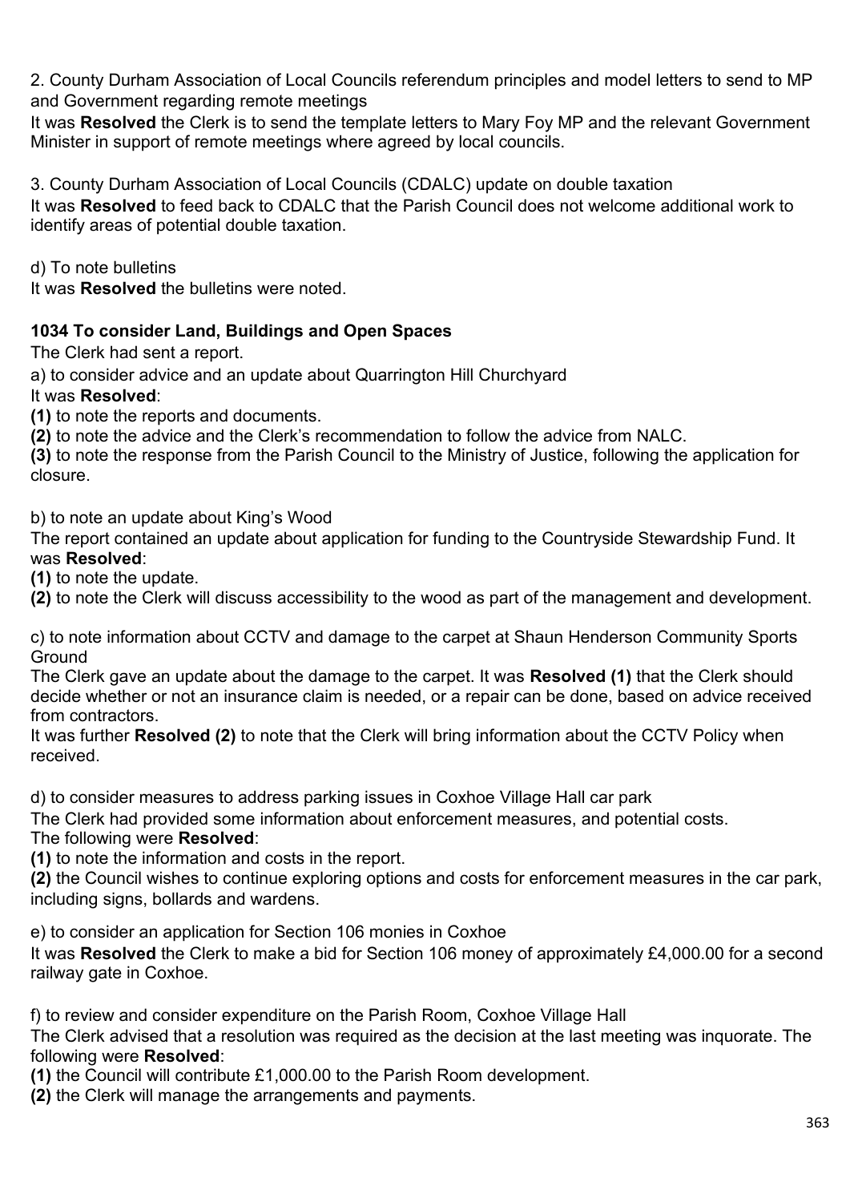2. County Durham Association of Local Councils referendum principles and model letters to send to MP and Government regarding remote meetings

It was **Resolved** the Clerk is to send the template letters to Mary Foy MP and the relevant Government Minister in support of remote meetings where agreed by local councils.

3. County Durham Association of Local Councils (CDALC) update on double taxation

It was **Resolved** to feed back to CDALC that the Parish Council does not welcome additional work to identify areas of potential double taxation.

d) To note bulletins

It was **Resolved** the bulletins were noted.

**1034 To consider Land, Buildings and Open Spaces**

The Clerk had sent a report.

a) to consider advice and an update about Quarrington Hill Churchyard

It was **Resolved**:

**(1)** to note the reports and documents.

**(2)** to note the advice and the Clerk's recommendation to follow the advice from NALC.

**(3)** to note the response from the Parish Council to the Ministry of Justice, following the application for closure.

b) to note an update about King's Wood

The report contained an update about application for funding to the Countryside Stewardship Fund. It was **Resolved**:

**(1)** to note the update.

**(2)** to note the Clerk will discuss accessibility to the wood as part of the management and development.

c) to note information about CCTV and damage to the carpet at Shaun Henderson Community Sports Ground

The Clerk gave an update about the damage to the carpet. It was **Resolved (1)** that the Clerk should decide whether or not an insurance claim is needed, or a repair can be done, based on advice received from contractors.

It was further **Resolved (2)** to note that the Clerk will bring information about the CCTV Policy when received.

d) to consider measures to address parking issues in Coxhoe Village Hall car park

The Clerk had provided some information about enforcement measures, and potential costs.

The following were **Resolved**:

**(1)** to note the information and costs in the report.

**(2)** the Council wishes to continue exploring options and costs for enforcement measures in the car park, including signs, bollards and wardens.

e) to consider an application for Section 106 monies in Coxhoe

It was **Resolved** the Clerk to make a bid for Section 106 money of approximately £4,000.00 for a second railway gate in Coxhoe.

f) to review and consider expenditure on the Parish Room, Coxhoe Village Hall

The Clerk advised that a resolution was required as the decision at the last meeting was inquorate. The following were **Resolved**:

**(1)** the Council will contribute £1,000.00 to the Parish Room development.

**(2)** the Clerk will manage the arrangements and payments.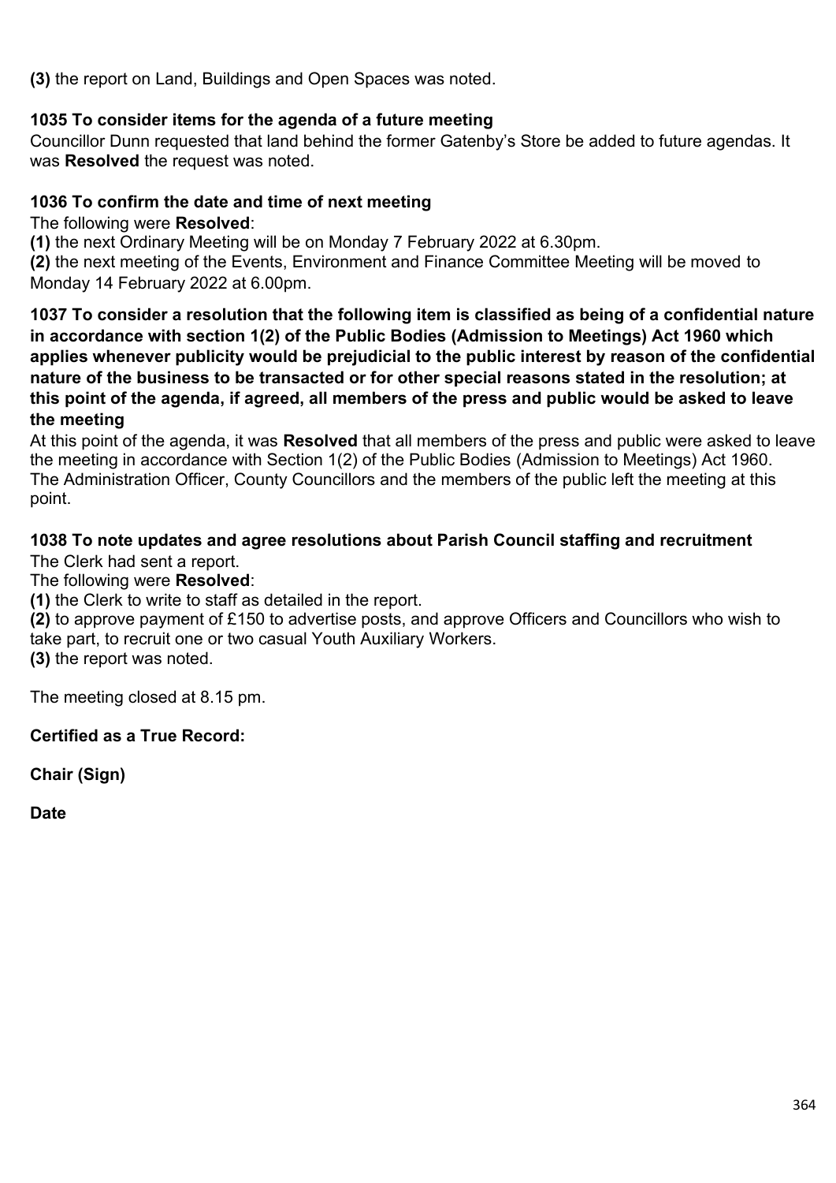**(3)** the report on Land, Buildings and Open Spaces was noted.

### 1035 To consider items for the agenda of a future meeting

Councillor Dunn requested that land behind the former Gatenby's Store be added to future agendas. It was **Resolved** the request was noted.

### 1036 To confirm the date and time of next meeting

The following were **Resolved**:

**(1)** the next Ordinary Meeting will be on Monday 7 February 2022 at 6.30pm.

**(2)** the next meeting of the Events, Environment and Finance Committee Meeting will be moved to Monday 14 February 2022 at 6.00pm.

### 1037 To consider a resolution that the following item is classified as being of a confidential nature in accordance with section 1(2) of the Public Bodies (Admission to Meetings) Act 1960 which applies whenever publicity would be prejudicial to the public interest by reason of the confidential nature of the business to be transacted or for other special reasons stated in the resolution; at this point of the agenda, if agreed, all members of the press and public would be asked to leave the meeting

At this point of the agenda, it was **Resolved** that all members of the press and public were asked to leave the meeting in accordance with Section 1(2) of the Public Bodies (Admission to Meetings) Act 1960. The Administration Officer, County Councillors and the members of the public left the meeting at this point.

### 1038 To note updates and agree resolutions about Parish Council staffing and recruitment

The Clerk had sent a report.

The following were **Resolved**:

**(1)** the Clerk to write to staff as detailed in the report.

**(2)** to approve payment of £150 to advertise posts, and approve Officers and Councillors who wish to take part, to recruit one or two casual Youth Auxiliary Workers.

**(3)** the report was noted.

The meeting closed at 8.15 pm.

**Certified as a True Record:**

**Chair (Sign)**

**Date**